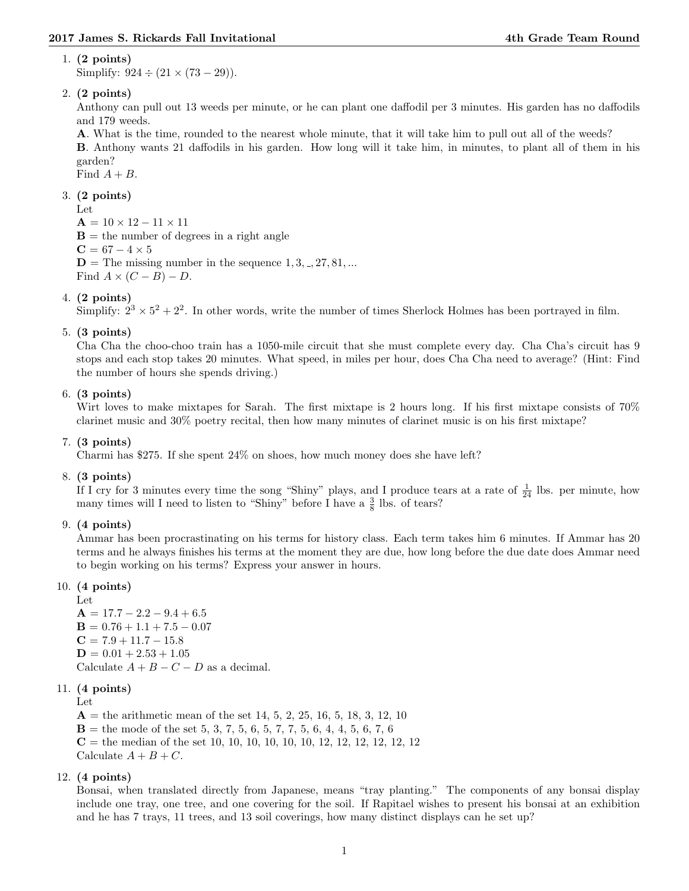1. **(2 points)**
   Simplify: $924 \div (21 \times (73 - 29))$.

2. **(2 points)**
   Anthony can pull out 13 weeds per minute, or he can plant one daffodil per 3 minutes. His garden has no daffodils and 179 weeds.
   **A**. What is the time, rounded to the nearest whole minute, that it will take him to pull out all of the weeds?
   **B**. Anthony wants 21 daffodils in his garden. How long will it take him, in minutes, to plant all of them in his garden?
   Find $A + B$.

3. **(2 points)**
   Let
   $\mathbf{A} = 10 \times 12 - 11 \times 11$
   $\mathbf{B}$ = the number of degrees in a right angle
   $\mathbf{C} = 67 - 4 \times 5$
   $\mathbf{D}$ = The missing number in the sequence $1, 3, \_, 27, 81, ...$
   Find $A \times (C - B) - D$.

4. **(2 points)**
   Simplify: $2^3 \times 5^2 + 2^2$. In other words, write the number of times Sherlock Holmes has been portrayed in film.

5. **(3 points)**
   Cha Cha the choo-choo train has a 1050-mile circuit that she must complete every day. Cha Cha's circuit has 9 stops and each stop takes 20 minutes. What speed, in miles per hour, does Cha Cha need to average? (Hint: Find the number of hours she spends driving.)

6. **(3 points)**
   Wirt loves to make mixtapes for Sarah. The first mixtape is 2 hours long. If his first mixtape consists of 70% clarinet music and 30% poetry recital, then how many minutes of clarinet music is on his first mixtape?

7. **(3 points)**
   Charmi has \$275. If she spent 24% on shoes, how much money does she have left?

8. **(3 points)**
   If I cry for 3 minutes every time the song "Shiny" plays, and I produce tears at a rate of $\frac{1}{24}$ lbs. per minute, how many times will I need to listen to "Shiny" before I have a $\frac{3}{8}$ lbs. of tears?

9. **(4 points)**
   Ammar has been procrastinating on his terms for history class. Each term takes him 6 minutes. If Ammar has 20 terms and he always finishes his terms at the moment they are due, how long before the due date does Ammar need to begin working on his terms? Express your answer in hours.

10. **(4 points)**
    Let
    $\mathbf{A} = 17.7 - 2.2 - 9.4 + 6.5$
    $\mathbf{B} = 0.76 + 1.1 + 7.5 - 0.07$
    $\mathbf{C} = 7.9 + 11.7 - 15.8$
    $\mathbf{D} = 0.01 + 2.53 + 1.05$
    Calculate $A + B - C - D$ as a decimal.

11. **(4 points)**
    Let
    $\mathbf{A}$ = the arithmetic mean of the set 14, 5, 2, 25, 16, 5, 18, 3, 12, 10
    $\mathbf{B}$ = the mode of the set 5, 3, 7, 5, 6, 5, 7, 7, 5, 6, 4, 4, 5, 6, 7, 6
    $\mathbf{C}$ = the median of the set 10, 10, 10, 10, 10, 10, 12, 12, 12, 12, 12, 12
    Calculate $A + B + C$.

12. **(4 points)**
    Bonsai, when translated directly from Japanese, means "tray planting." The components of any bonsai display include one tray, one tree, and one covering for the soil. If Rapitael wishes to present his bonsai at an exhibition and he has 7 trays, 11 trees, and 13 soil coverings, how many distinct displays can he set up?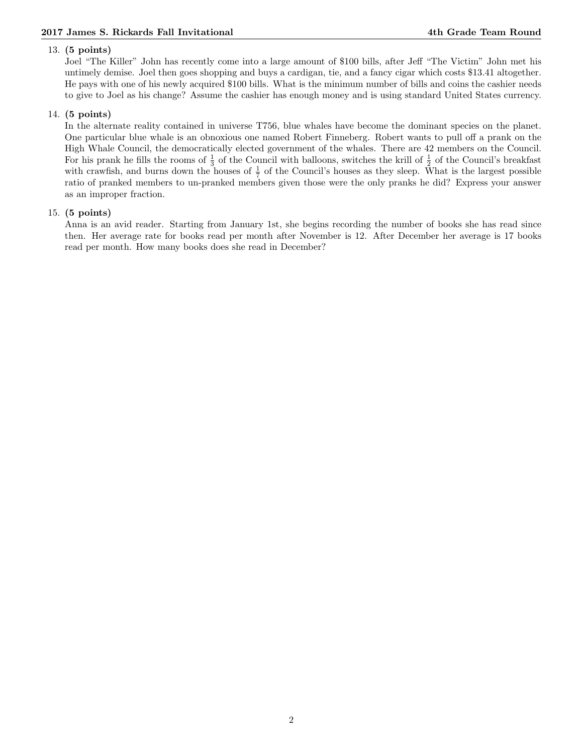13. **(5 points)**
Joel "The Killer" John has recently come into a large amount of \$100 bills, after Jeff "The Victim" John met his untimely demise. Joel then goes shopping and buys a cardigan, tie, and a fancy cigar which costs \$13.41 altogether. He pays with one of his newly acquired \$100 bills. What is the minimum number of bills and coins the cashier needs to give to Joel as his change? Assume the cashier has enough money and is using standard United States currency.

14. **(5 points)**
In the alternate reality contained in universe T756, blue whales have become the dominant species on the planet. One particular blue whale is an obnoxious one named Robert Finneberg. Robert wants to pull off a prank on the High Whale Council, the democratically elected government of the whales. There are 42 members on the Council. For his prank he fills the rooms of $\frac{1}{3}$ of the Council with balloons, switches the krill of $\frac{1}{2}$ of the Council's breakfast with crawfish, and burns down the houses of $\frac{1}{7}$ of the Council's houses as they sleep. What is the largest possible ratio of pranked members to un-pranked members given those were the only pranks he did? Express your answer as an improper fraction.

15. **(5 points)**
Anna is an avid reader. Starting from January 1st, she begins recording the number of books she has read since then. Her average rate for books read per month after November is 12. After December her average is 17 books read per month. How many books does she read in December?